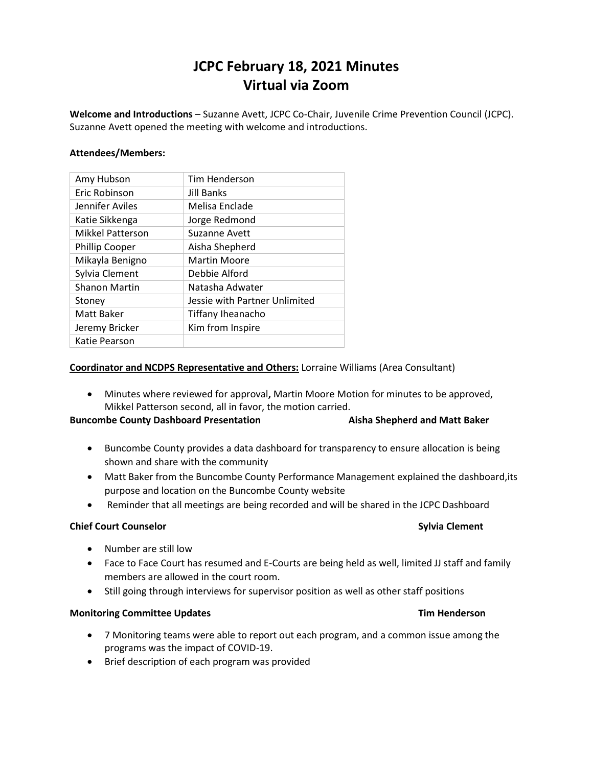# JCPC February 18, 2021 Minutes
# Virtual via Zoom

**Welcome and Introductions** – Suzanne Avett, JCPC Co-Chair, Juvenile Crime Prevention Council (JCPC). Suzanne Avett opened the meeting with welcome and introductions.

**Attendees/Members:**

| | |
|---|---|
| Amy Hubson | Tim Henderson |
| Eric Robinson | Jill Banks |
| Jennifer Aviles | Melisa Enclade |
| Katie Sikkenga | Jorge Redmond |
| Mikkel Patterson | Suzanne Avett |
| Phillip Cooper | Aisha Shepherd |
| Mikayla Benigno | Martin Moore |
| Sylvia Clement | Debbie Alford |
| Shanon Martin | Natasha Adwater |
| Stoney | Jessie with Partner Unlimited |
| Matt Baker | Tiffany Iheanacho |
| Jeremy Bricker | Kim from Inspire |
| Katie Pearson | |

**Coordinator and NCDPS Representative and Others:** Lorraine Williams (Area Consultant)

- Minutes where reviewed for approval**,** Martin Moore Motion for minutes to be approved, Mikkel Patterson second, all in favor, the motion carried.

**Buncombe County Dashboard Presentation** **Aisha Shepherd and Matt Baker**

- Buncombe County provides a data dashboard for transparency to ensure allocation is being shown and share with the community
- Matt Baker from the Buncombe County Performance Management explained the dashboard,its purpose and location on the Buncombe County website
- Reminder that all meetings are being recorded and will be shared in the JCPC Dashboard

**Chief Court Counselor** **Sylvia Clement**

- Number are still low
- Face to Face Court has resumed and E-Courts are being held as well, limited JJ staff and family members are allowed in the court room.
- Still going through interviews for supervisor position as well as other staff positions

**Monitoring Committee Updates** **Tim Henderson**

- 7 Monitoring teams were able to report out each program, and a common issue among the programs was the impact of COVID-19.
- Brief description of each program was provided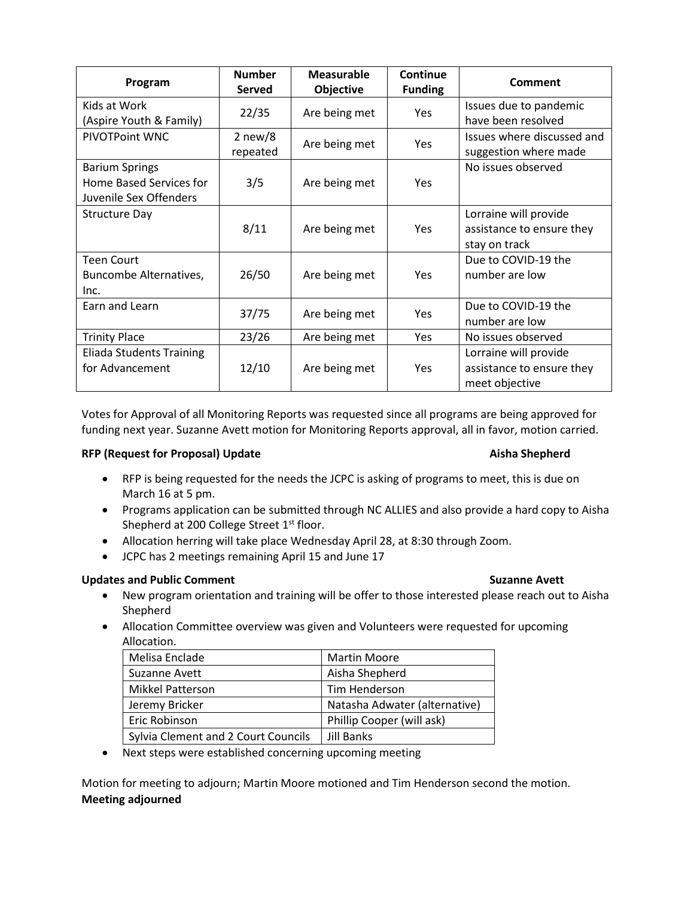| Program | Number Served | Measurable Objective | Continue Funding | Comment |
|---|---|---|---|---|
| Kids at Work (Aspire Youth & Family) | 22/35 | Are being met | Yes | Issues due to pandemic have been resolved |
| PIVOTPoint WNC | 2 new/8 repeated | Are being met | Yes | Issues where discussed and suggestion where made |
| Barium Springs Home Based Services for Juvenile Sex Offenders | 3/5 | Are being met | Yes | No issues observed |
| Structure Day | 8/11 | Are being met | Yes | Lorraine will provide assistance to ensure they stay on track |
| Teen Court Buncombe Alternatives, Inc. | 26/50 | Are being met | Yes | Due to COVID-19 the number are low |
| Earn and Learn | 37/75 | Are being met | Yes | Due to COVID-19 the number are low |
| Trinity Place | 23/26 | Are being met | Yes | No issues observed |
| Eliada Students Training for Advancement | 12/10 | Are being met | Yes | Lorraine will provide assistance to ensure they meet objective |

Votes for Approval of all Monitoring Reports was requested since all programs are being approved for funding next year. Suzanne Avett motion for Monitoring Reports approval, all in favor, motion carried.

**RFP (Request for Proposal) Update** **Aisha Shepherd**

- RFP is being requested for the needs the JCPC is asking of programs to meet, this is due on March 16 at 5 pm.
- Programs application can be submitted through NC ALLIES and also provide a hard copy to Aisha Shepherd at 200 College Street 1st floor.
- Allocation herring will take place Wednesday April 28, at 8:30 through Zoom.
- JCPC has 2 meetings remaining April 15 and June 17

**Updates and Public Comment** **Suzanne Avett**

- New program orientation and training will be offer to those interested please reach out to Aisha Shepherd
- Allocation Committee overview was given and Volunteers were requested for upcoming Allocation.

| | |
|---|---|
| Melisa Enclade | Martin Moore |
| Suzanne Avett | Aisha Shepherd |
| Mikkel Patterson | Tim Henderson |
| Jeremy Bricker | Natasha Adwater (alternative) |
| Eric Robinson | Phillip Cooper (will ask) |
| Sylvia Clement and 2 Court Councils | Jill Banks |

- Next steps were established concerning upcoming meeting

Motion for meeting to adjourn; Martin Moore motioned and Tim Henderson second the motion.

**Meeting adjourned**